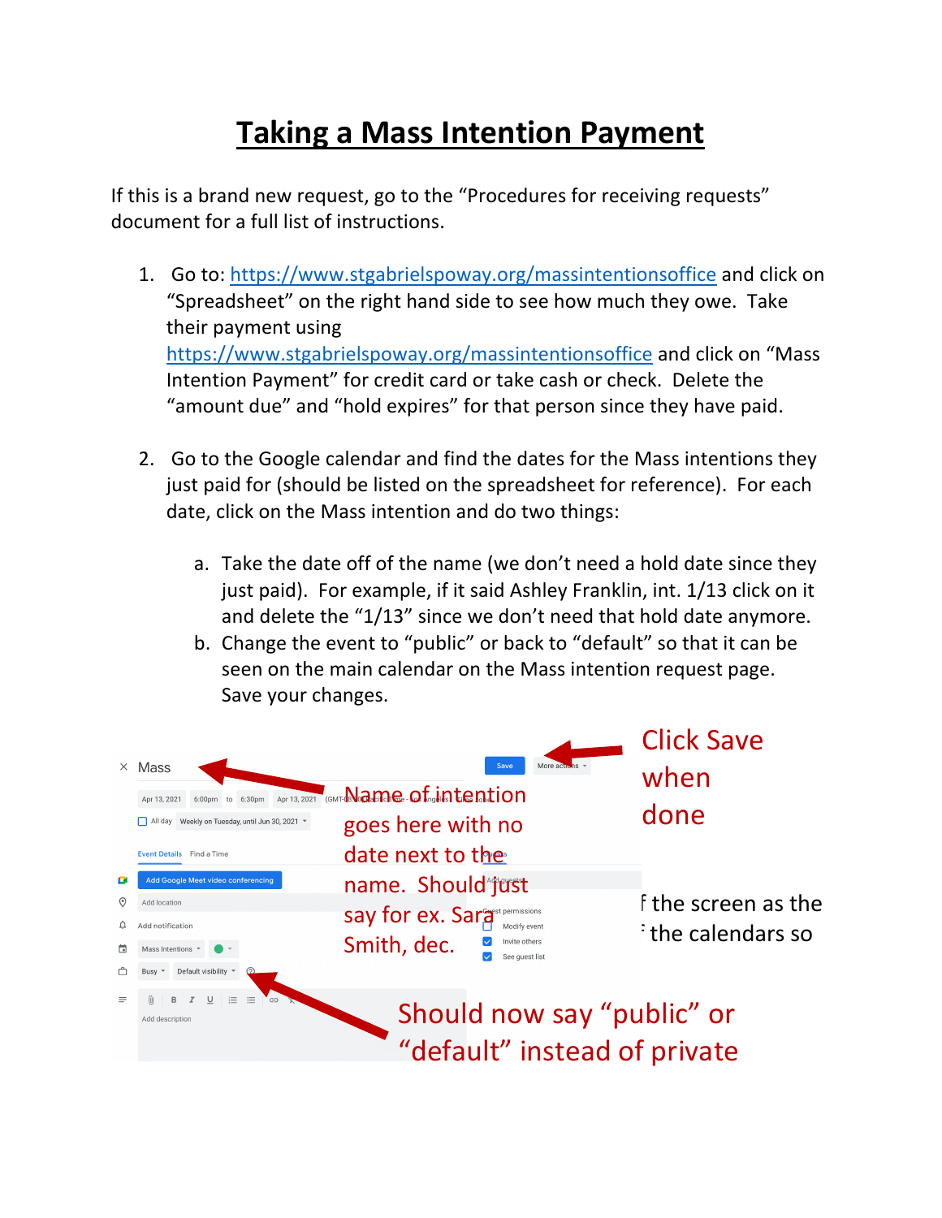# Taking a Mass Intention Payment

If this is a brand new request, go to the "Procedures for receiving requests" document for a full list of instructions.

1. Go to: https://www.stgabrielspoway.org/massintentionsoffice and click on "Spreadsheet" on the right hand side to see how much they owe. Take their payment using https://www.stgabrielspoway.org/massintentionsoffice and click on "Mass Intention Payment" for credit card or take cash or check. Delete the "amount due" and "hold expires" for that person since they have paid.

2. Go to the Google calendar and find the dates for the Mass intentions they just paid for (should be listed on the spreadsheet for reference). For each date, click on the Mass intention and do two things:

    a. Take the date off of the name (we don't need a hold date since they just paid). For example, if it said Ashley Franklin, int. 1/13 click on it and delete the "1/13" since we don't need that hold date anymore.
    b. Change the event to "public" or back to "default" so that it can be seen on the main calendar on the Mass intention request page. Save your changes.

Name of intention goes here with no date next to the name. Should just say for ex. Sara Smith, dec.

Click Save when done

Should now say "public" or "default" instead of private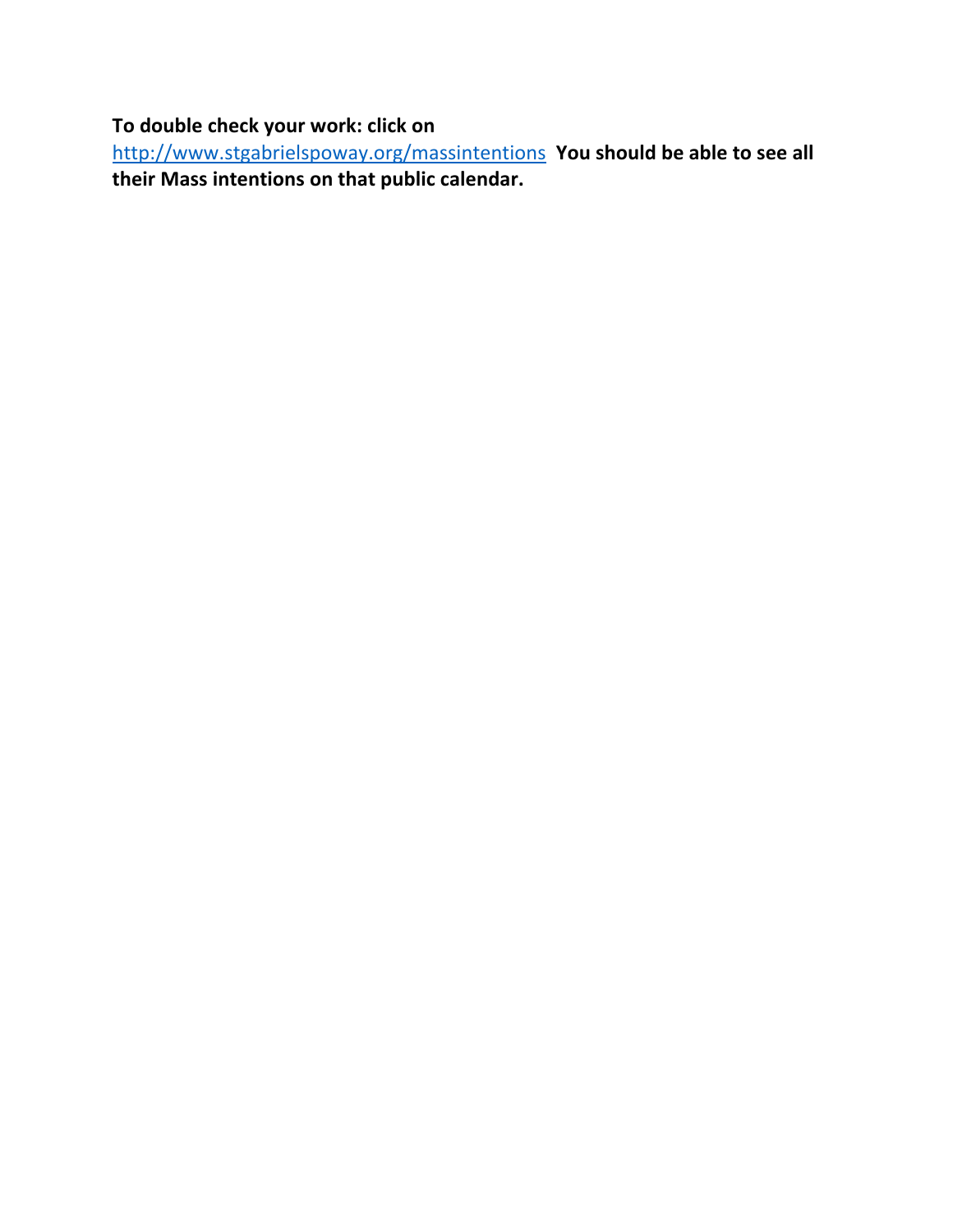**To double check your work: click on** [http://www.stgabrielspoway.org/massintentions](http://www.stgabrielspoway.org/massintentions) **You should be able to see all their Mass intentions on that public calendar.**